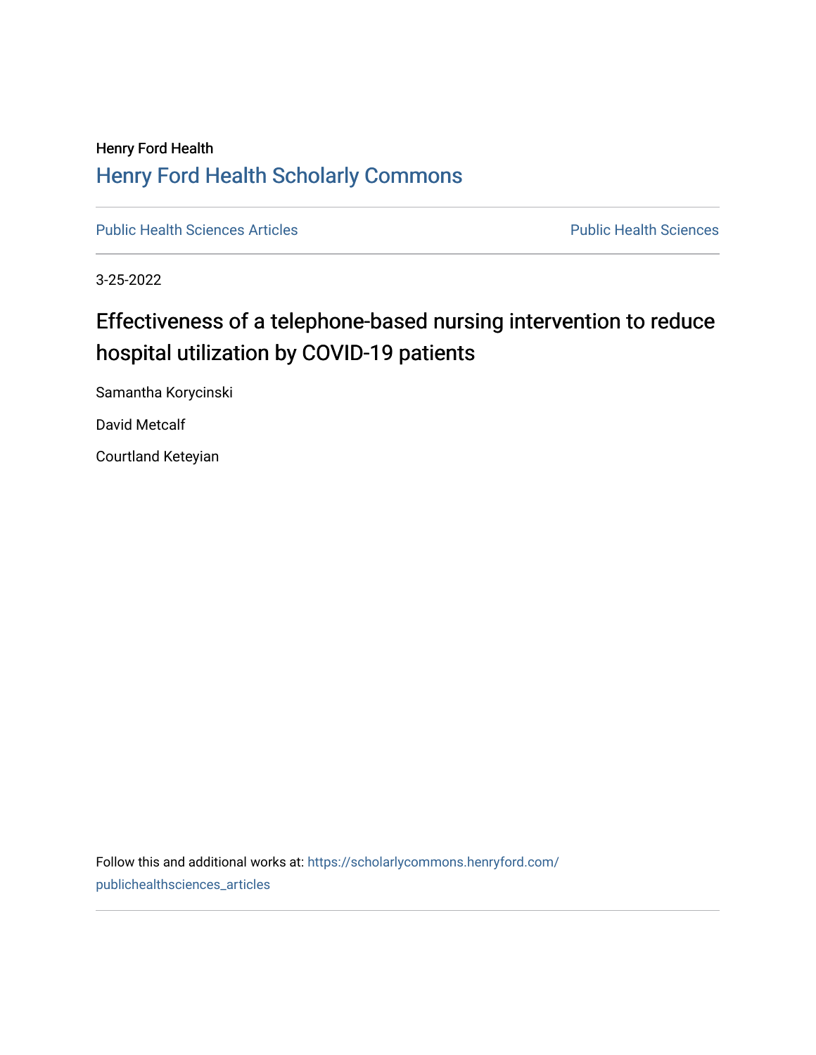Henry Ford Health

## Henry Ford Health Scholarly Commons

Public Health Sciences Articles | Public Health Sciences

3-25-2022

# Effectiveness of a telephone-based nursing intervention to reduce hospital utilization by COVID-19 patients

Samantha Korycinski

David Metcalf

Courtland Keteyian

Follow this and additional works at: https://scholarlycommons.henryford.com/publichealthsciences_articles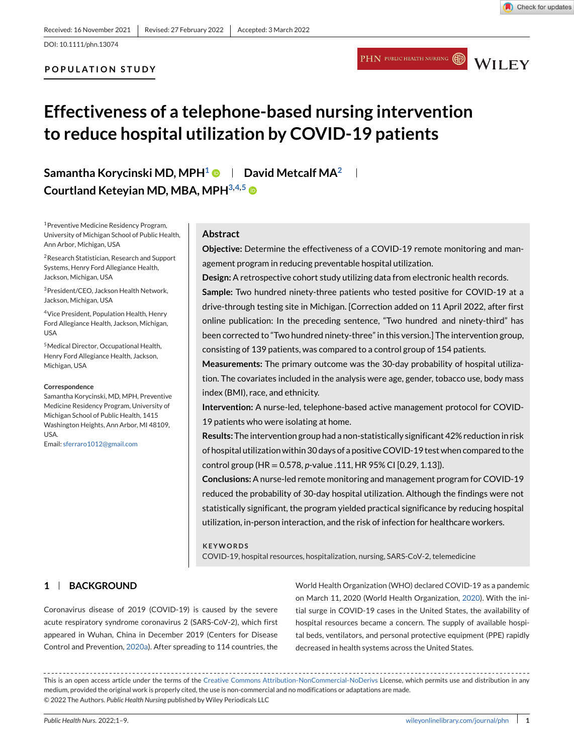Received: 16 November 2021 | Revised: 27 February 2022 | Accepted: 3 March 2022

DOI: 10.1111/phn.13074

**POPULATION STUDY**

# Effectiveness of a telephone-based nursing intervention to reduce hospital utilization by COVID-19 patients

**Samantha Korycinski MD, MPH**[1] | **David Metcalf MA**[2] | **Courtland Keteyian MD, MBA, MPH**[3,4,5]

[1]Preventive Medicine Residency Program, University of Michigan School of Public Health, Ann Arbor, Michigan, USA

[2]Research Statistician, Research and Support Systems, Henry Ford Allegiance Health, Jackson, Michigan, USA

[3]President/CEO, Jackson Health Network, Jackson, Michigan, USA

[4]Vice President, Population Health, Henry Ford Allegiance Health, Jackson, Michigan, USA

[5]Medical Director, Occupational Health, Henry Ford Allegiance Health, Jackson, Michigan, USA

**Correspondence**

Samantha Korycinski, MD, MPH, Preventive Medicine Residency Program, University of Michigan School of Public Health, 1415 Washington Heights, Ann Arbor, MI 48109, USA.

Email: sferraro1012@gmail.com

## Abstract

**Objective:** Determine the effectiveness of a COVID-19 remote monitoring and management program in reducing preventable hospital utilization.

**Design:** A retrospective cohort study utilizing data from electronic health records.

**Sample:** Two hundred ninety-three patients who tested positive for COVID-19 at a drive-through testing site in Michigan. [Correction added on 11 April 2022, after first online publication: In the preceding sentence, "Two hundred and ninety-third" has been corrected to "Two hundred ninety-three" in this version.] The intervention group, consisting of 139 patients, was compared to a control group of 154 patients.

**Measurements:** The primary outcome was the 30-day probability of hospital utilization. The covariates included in the analysis were age, gender, tobacco use, body mass index (BMI), race, and ethnicity.

**Intervention:** A nurse-led, telephone-based active management protocol for COVID-19 patients who were isolating at home.

**Results:** The intervention group had a non-statistically significant 42% reduction in risk of hospital utilization within 30 days of a positive COVID-19 test when compared to the control group (HR = 0.578, *p*-value .111, HR 95% CI [0.29, 1.13]).

**Conclusions:** A nurse-led remote monitoring and management program for COVID-19 reduced the probability of 30-day hospital utilization. Although the findings were not statistically significant, the program yielded practical significance by reducing hospital utilization, in-person interaction, and the risk of infection for healthcare workers.

**KEYWORDS**

COVID-19, hospital resources, hospitalization, nursing, SARS-CoV-2, telemedicine

## 1 | BACKGROUND

Coronavirus disease of 2019 (COVID-19) is caused by the severe acute respiratory syndrome coronavirus 2 (SARS-CoV-2), which first appeared in Wuhan, China in December 2019 (Centers for Disease Control and Prevention, 2020a). After spreading to 114 countries, the World Health Organization (WHO) declared COVID-19 as a pandemic on March 11, 2020 (World Health Organization, 2020). With the initial surge in COVID-19 cases in the United States, the availability of hospital resources became a concern. The supply of available hospital beds, ventilators, and personal protective equipment (PPE) rapidly decreased in health systems across the United States.

This is an open access article under the terms of the Creative Commons Attribution-NonCommercial-NoDerivs License, which permits use and distribution in any medium, provided the original work is properly cited, the use is non-commercial and no modifications or adaptations are made.

© 2022 The Authors. *Public Health Nursing* published by Wiley Periodicals LLC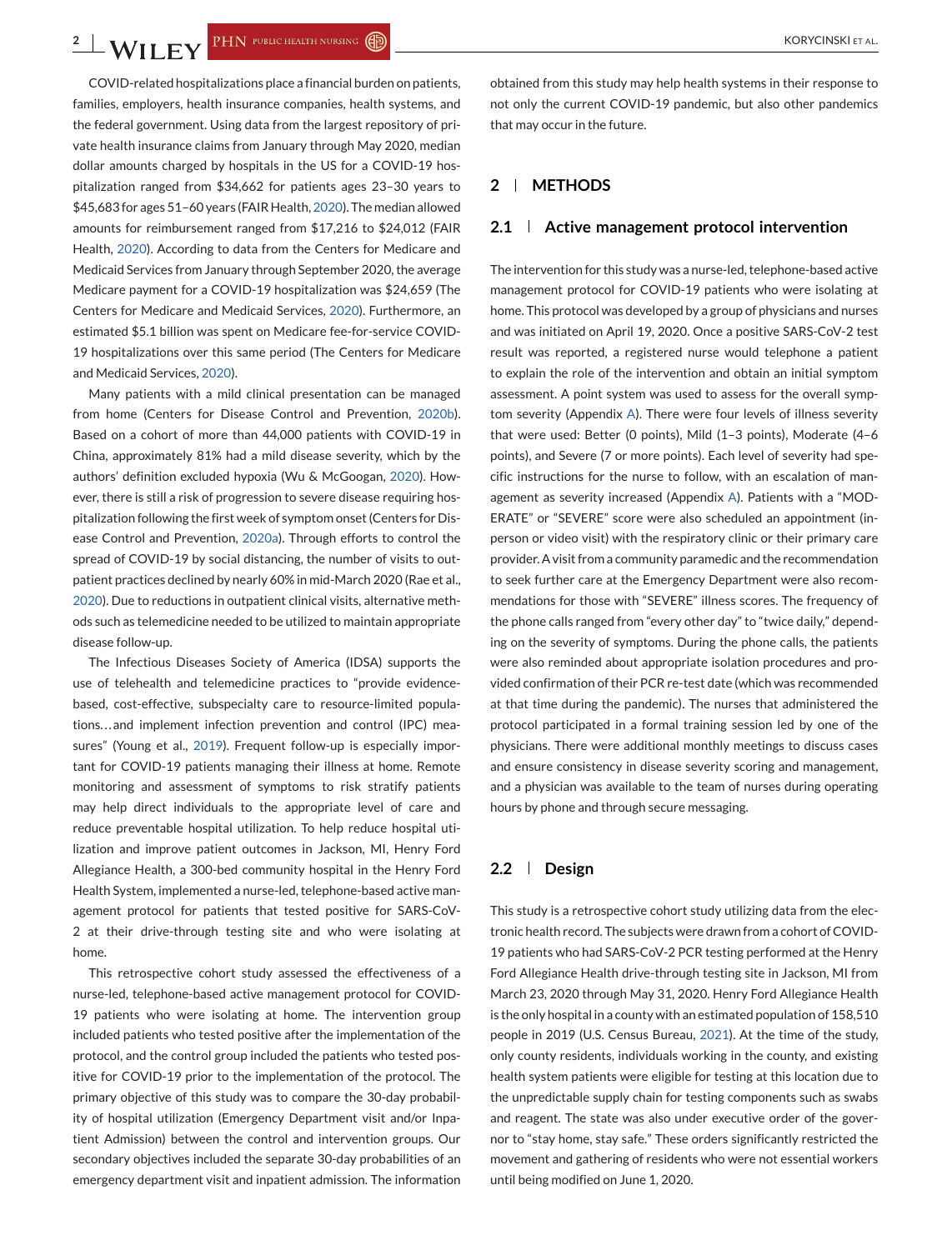COVID-related hospitalizations place a financial burden on patients, families, employers, health insurance companies, health systems, and the federal government. Using data from the largest repository of private health insurance claims from January through May 2020, median dollar amounts charged by hospitals in the US for a COVID-19 hospitalization ranged from $34,662 for patients ages 23–30 years to $45,683 for ages 51–60 years (FAIR Health, 2020). The median allowed amounts for reimbursement ranged from $17,216 to $24,012 (FAIR Health, 2020). According to data from the Centers for Medicare and Medicaid Services from January through September 2020, the average Medicare payment for a COVID-19 hospitalization was $24,659 (The Centers for Medicare and Medicaid Services, 2020). Furthermore, an estimated $5.1 billion was spent on Medicare fee-for-service COVID-19 hospitalizations over this same period (The Centers for Medicare and Medicaid Services, 2020).

Many patients with a mild clinical presentation can be managed from home (Centers for Disease Control and Prevention, 2020b). Based on a cohort of more than 44,000 patients with COVID-19 in China, approximately 81% had a mild disease severity, which by the authors' definition excluded hypoxia (Wu & McGoogan, 2020). However, there is still a risk of progression to severe disease requiring hospitalization following the first week of symptom onset (Centers for Disease Control and Prevention, 2020a). Through efforts to control the spread of COVID-19 by social distancing, the number of visits to outpatient practices declined by nearly 60% in mid-March 2020 (Rae et al., 2020). Due to reductions in outpatient clinical visits, alternative methods such as telemedicine needed to be utilized to maintain appropriate disease follow-up.

The Infectious Diseases Society of America (IDSA) supports the use of telehealth and telemedicine practices to "provide evidence-based, cost-effective, subspecialty care to resource-limited populations…and implement infection prevention and control (IPC) measures" (Young et al., 2019). Frequent follow-up is especially important for COVID-19 patients managing their illness at home. Remote monitoring and assessment of symptoms to risk stratify patients may help direct individuals to the appropriate level of care and reduce preventable hospital utilization. To help reduce hospital utilization and improve patient outcomes in Jackson, MI, Henry Ford Allegiance Health, a 300-bed community hospital in the Henry Ford Health System, implemented a nurse-led, telephone-based active management protocol for patients that tested positive for SARS-CoV-2 at their drive-through testing site and who were isolating at home.

This retrospective cohort study assessed the effectiveness of a nurse-led, telephone-based active management protocol for COVID-19 patients who were isolating at home. The intervention group included patients who tested positive after the implementation of the protocol, and the control group included the patients who tested positive for COVID-19 prior to the implementation of the protocol. The primary objective of this study was to compare the 30-day probability of hospital utilization (Emergency Department visit and/or Inpatient Admission) between the control and intervention groups. Our secondary objectives included the separate 30-day probabilities of an emergency department visit and inpatient admission. The information obtained from this study may help health systems in their response to not only the current COVID-19 pandemic, but also other pandemics that may occur in the future.

## 2 | METHODS

### 2.1 | Active management protocol intervention

The intervention for this study was a nurse-led, telephone-based active management protocol for COVID-19 patients who were isolating at home. This protocol was developed by a group of physicians and nurses and was initiated on April 19, 2020. Once a positive SARS-CoV-2 test result was reported, a registered nurse would telephone a patient to explain the role of the intervention and obtain an initial symptom assessment. A point system was used to assess for the overall symptom severity (Appendix A). There were four levels of illness severity that were used: Better (0 points), Mild (1–3 points), Moderate (4–6 points), and Severe (7 or more points). Each level of severity had specific instructions for the nurse to follow, with an escalation of management as severity increased (Appendix A). Patients with a "MODERATE" or "SEVERE" score were also scheduled an appointment (in-person or video visit) with the respiratory clinic or their primary care provider. A visit from a community paramedic and the recommendation to seek further care at the Emergency Department were also recommendations for those with "SEVERE" illness scores. The frequency of the phone calls ranged from "every other day" to "twice daily," depending on the severity of symptoms. During the phone calls, the patients were also reminded about appropriate isolation procedures and provided confirmation of their PCR re-test date (which was recommended at that time during the pandemic). The nurses that administered the protocol participated in a formal training session led by one of the physicians. There were additional monthly meetings to discuss cases and ensure consistency in disease severity scoring and management, and a physician was available to the team of nurses during operating hours by phone and through secure messaging.

### 2.2 | Design

This study is a retrospective cohort study utilizing data from the electronic health record. The subjects were drawn from a cohort of COVID-19 patients who had SARS-CoV-2 PCR testing performed at the Henry Ford Allegiance Health drive-through testing site in Jackson, MI from March 23, 2020 through May 31, 2020. Henry Ford Allegiance Health is the only hospital in a county with an estimated population of 158,510 people in 2019 (U.S. Census Bureau, 2021). At the time of the study, only county residents, individuals working in the county, and existing health system patients were eligible for testing at this location due to the unpredictable supply chain for testing components such as swabs and reagent. The state was also under executive order of the governor to "stay home, stay safe." These orders significantly restricted the movement and gathering of residents who were not essential workers until being modified on June 1, 2020.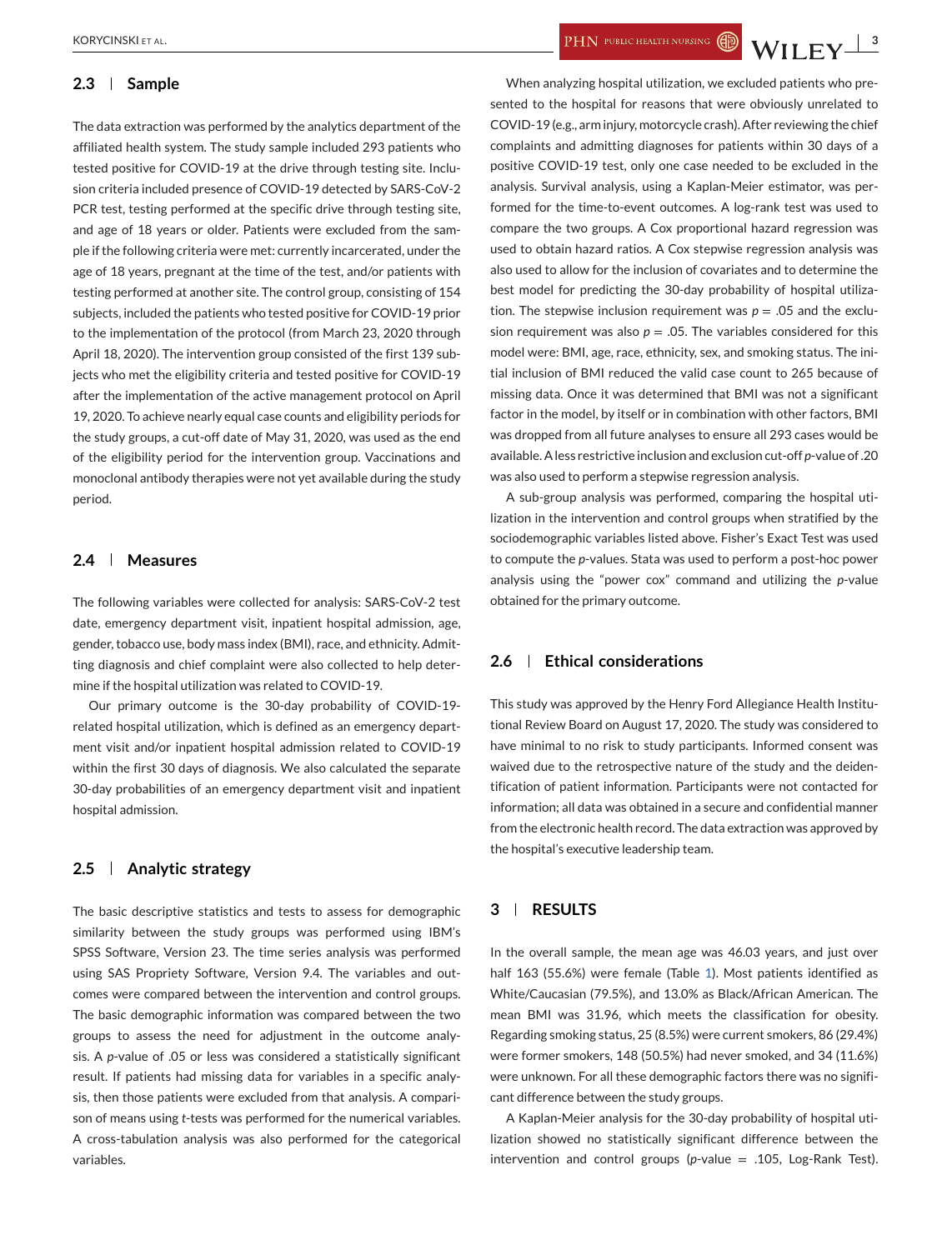### 2.3 | Sample

The data extraction was performed by the analytics department of the affiliated health system. The study sample included 293 patients who tested positive for COVID-19 at the drive through testing site. Inclusion criteria included presence of COVID-19 detected by SARS-CoV-2 PCR test, testing performed at the specific drive through testing site, and age of 18 years or older. Patients were excluded from the sample if the following criteria were met: currently incarcerated, under the age of 18 years, pregnant at the time of the test, and/or patients with testing performed at another site. The control group, consisting of 154 subjects, included the patients who tested positive for COVID-19 prior to the implementation of the protocol (from March 23, 2020 through April 18, 2020). The intervention group consisted of the first 139 subjects who met the eligibility criteria and tested positive for COVID-19 after the implementation of the active management protocol on April 19, 2020. To achieve nearly equal case counts and eligibility periods for the study groups, a cut-off date of May 31, 2020, was used as the end of the eligibility period for the intervention group. Vaccinations and monoclonal antibody therapies were not yet available during the study period.

### 2.4 | Measures

The following variables were collected for analysis: SARS-CoV-2 test date, emergency department visit, inpatient hospital admission, age, gender, tobacco use, body mass index (BMI), race, and ethnicity. Admitting diagnosis and chief complaint were also collected to help determine if the hospital utilization was related to COVID-19.

Our primary outcome is the 30-day probability of COVID-19-related hospital utilization, which is defined as an emergency department visit and/or inpatient hospital admission related to COVID-19 within the first 30 days of diagnosis. We also calculated the separate 30-day probabilities of an emergency department visit and inpatient hospital admission.

### 2.5 | Analytic strategy

The basic descriptive statistics and tests to assess for demographic similarity between the study groups was performed using IBM's SPSS Software, Version 23. The time series analysis was performed using SAS Propriety Software, Version 9.4. The variables and outcomes were compared between the intervention and control groups. The basic demographic information was compared between the two groups to assess the need for adjustment in the outcome analysis. A *p*-value of .05 or less was considered a statistically significant result. If patients had missing data for variables in a specific analysis, then those patients were excluded from that analysis. A comparison of means using *t*-tests was performed for the numerical variables. A cross-tabulation analysis was also performed for the categorical variables.

When analyzing hospital utilization, we excluded patients who presented to the hospital for reasons that were obviously unrelated to COVID-19 (e.g., arm injury, motorcycle crash). After reviewing the chief complaints and admitting diagnoses for patients within 30 days of a positive COVID-19 test, only one case needed to be excluded in the analysis. Survival analysis, using a Kaplan-Meier estimator, was performed for the time-to-event outcomes. A log-rank test was used to compare the two groups. A Cox proportional hazard regression was used to obtain hazard ratios. A Cox stepwise regression analysis was also used to allow for the inclusion of covariates and to determine the best model for predicting the 30-day probability of hospital utilization. The stepwise inclusion requirement was $p = .05$ and the exclusion requirement was also $p = .05$. The variables considered for this model were: BMI, age, race, ethnicity, sex, and smoking status. The initial inclusion of BMI reduced the valid case count to 265 because of missing data. Once it was determined that BMI was not a significant factor in the model, by itself or in combination with other factors, BMI was dropped from all future analyses to ensure all 293 cases would be available. A less restrictive inclusion and exclusion cut-off *p*-value of .20 was also used to perform a stepwise regression analysis.

A sub-group analysis was performed, comparing the hospital utilization in the intervention and control groups when stratified by the sociodemographic variables listed above. Fisher's Exact Test was used to compute the *p*-values. Stata was used to perform a post-hoc power analysis using the "power cox" command and utilizing the *p*-value obtained for the primary outcome.

### 2.6 | Ethical considerations

This study was approved by the Henry Ford Allegiance Health Institutional Review Board on August 17, 2020. The study was considered to have minimal to no risk to study participants. Informed consent was waived due to the retrospective nature of the study and the deidentification of patient information. Participants were not contacted for information; all data was obtained in a secure and confidential manner from the electronic health record. The data extraction was approved by the hospital's executive leadership team.

## 3 | RESULTS

In the overall sample, the mean age was 46.03 years, and just over half 163 (55.6%) were female (Table 1). Most patients identified as White/Caucasian (79.5%), and 13.0% as Black/African American. The mean BMI was 31.96, which meets the classification for obesity. Regarding smoking status, 25 (8.5%) were current smokers, 86 (29.4%) were former smokers, 148 (50.5%) had never smoked, and 34 (11.6%) were unknown. For all these demographic factors there was no significant difference between the study groups.

A Kaplan-Meier analysis for the 30-day probability of hospital utilization showed no statistically significant difference between the intervention and control groups (*p*-value = .105, Log-Rank Test).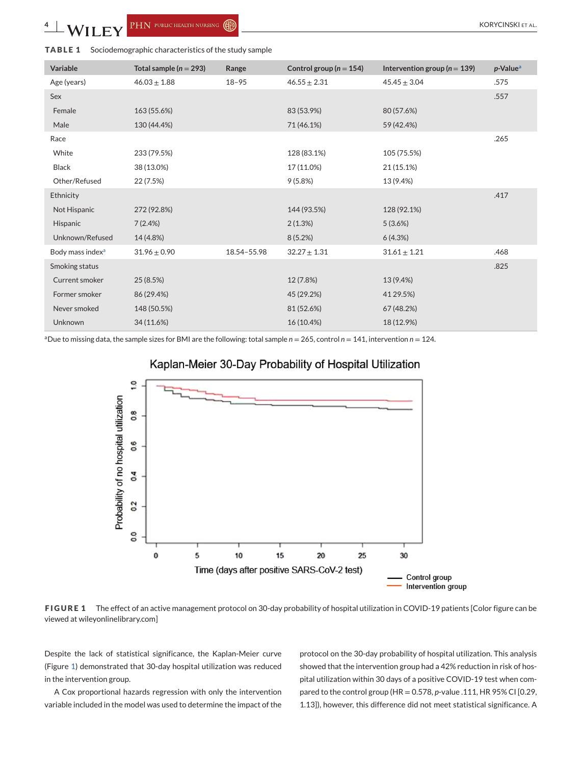**TABLE 1** Sociodemographic characteristics of the study sample

| Variable | Total sample ($n = 293$) | Range | Control group ($n = 154$) | Intervention group ($n = 139$) | *p*-Value[a] |
|---|---|---|---|---|---|
| Age (years) | 46.03 ± 1.88 | 18–95 | 46.55 ± 2.31 | 45.45 ± 3.04 | .575 |
| Sex | | | | | .557 |
| Female | 163 (55.6%) | | 83 (53.9%) | 80 (57.6%) | |
| Male | 130 (44.4%) | | 71 (46.1%) | 59 (42.4%) | |
| Race | | | | | .265 |
| White | 233 (79.5%) | | 128 (83.1%) | 105 (75.5%) | |
| Black | 38 (13.0%) | | 17 (11.0%) | 21 (15.1%) | |
| Other/Refused | 22 (7.5%) | | 9 (5.8%) | 13 (9.4%) | |
| Ethnicity | | | | | .417 |
| Not Hispanic | 272 (92.8%) | | 144 (93.5%) | 128 (92.1%) | |
| Hispanic | 7 (2.4%) | | 2 (1.3%) | 5 (3.6%) | |
| Unknown/Refused | 14 (4.8%) | | 8 (5.2%) | 6 (4.3%) | |
| Body mass index[a] | 31.96 ± 0.90 | 18.54–55.98 | 32.27 ± 1.31 | 31.61 ± 1.21 | .468 |
| Smoking status | | | | | .825 |
| Current smoker | 25 (8.5%) | | 12 (7.8%) | 13 (9.4%) | |
| Former smoker | 86 (29.4%) | | 45 (29.2%) | 41 29.5%) | |
| Never smoked | 148 (50.5%) | | 81 (52.6%) | 67 (48.2%) | |
| Unknown | 34 (11.6%) | | 16 (10.4%) | 18 (12.9%) | |

[a]Due to missing data, the sample sizes for BMI are the following: total sample $n = 265$, control $n = 141$, intervention $n = 124$.

**FIGURE 1** The effect of an active management protocol on 30-day probability of hospital utilization in COVID-19 patients [Color figure can be viewed at wileyonlinelibrary.com]

Despite the lack of statistical significance, the Kaplan-Meier curve (Figure 1) demonstrated that 30-day hospital utilization was reduced in the intervention group.

A Cox proportional hazards regression with only the intervention variable included in the model was used to determine the impact of the protocol on the 30-day probability of hospital utilization. This analysis showed that the intervention group had a 42% reduction in risk of hospital utilization within 30 days of a positive COVID-19 test when compared to the control group (HR = 0.578, *p*-value .111, HR 95% CI [0.29, 1.13]), however, this difference did not meet statistical significance. A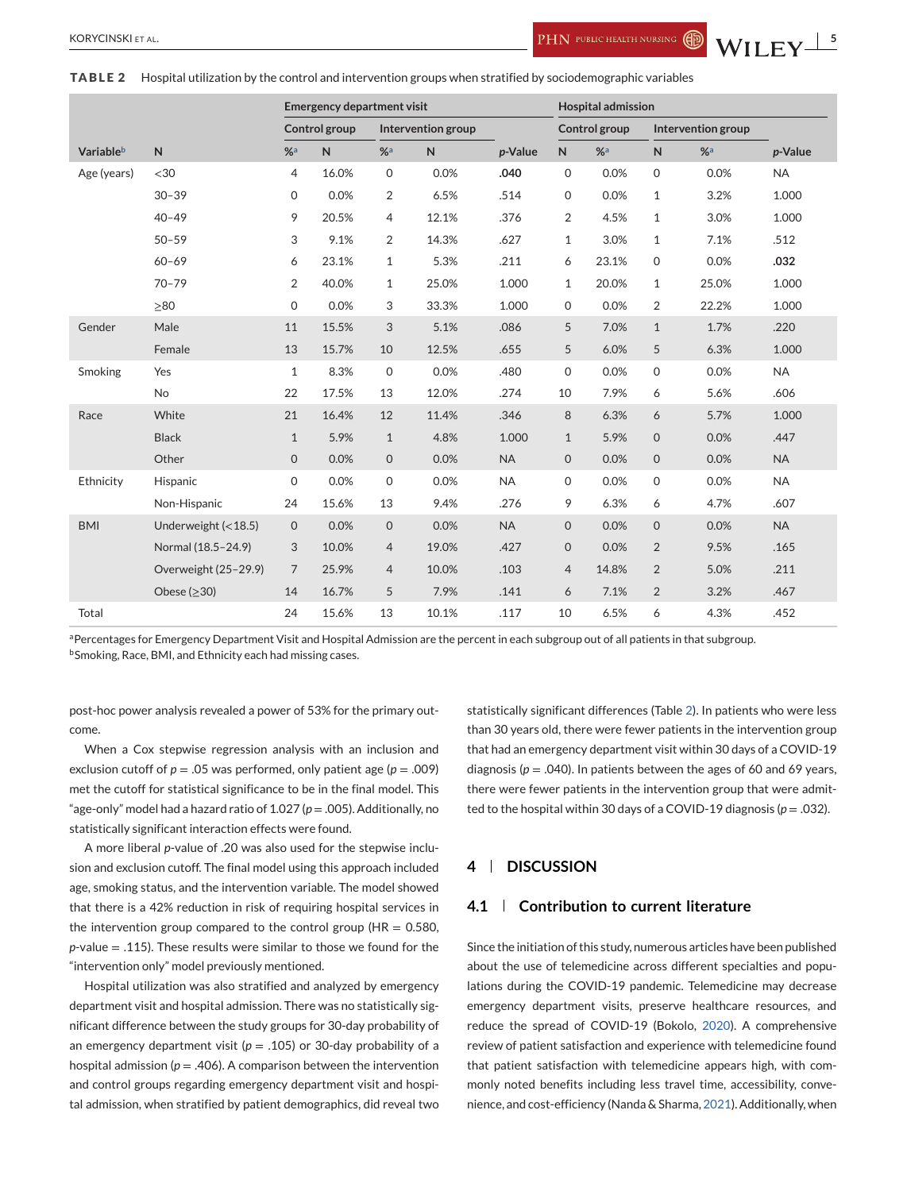**TABLE 2** Hospital utilization by the control and intervention groups when stratified by sociodemographic variables

| | | Emergency department visit | | | | | Hospital admission | | | | |
|---|---|---|---|---|---|---|---|---|---|---|---|
| | | Control group | | Intervention group | | | Control group | | Intervention group | | |
| Variable[b] | N | %[a] | N | %[a] | N | *p*-Value | N | %[a] | N | %[a] | *p*-Value |
| Age (years) | <30 | 4 | 16.0% | 0 | 0.0% | **.040** | 0 | 0.0% | 0 | 0.0% | NA |
| | 30–39 | 0 | 0.0% | 2 | 6.5% | .514 | 0 | 0.0% | 1 | 3.2% | 1.000 |
| | 40–49 | 9 | 20.5% | 4 | 12.1% | .376 | 2 | 4.5% | 1 | 3.0% | 1.000 |
| | 50–59 | 3 | 9.1% | 2 | 14.3% | .627 | 1 | 3.0% | 1 | 7.1% | .512 |
| | 60–69 | 6 | 23.1% | 1 | 5.3% | .211 | 6 | 23.1% | 0 | 0.0% | **.032** |
| | 70–79 | 2 | 40.0% | 1 | 25.0% | 1.000 | 1 | 20.0% | 1 | 25.0% | 1.000 |
| | ≥80 | 0 | 0.0% | 3 | 33.3% | 1.000 | 0 | 0.0% | 2 | 22.2% | 1.000 |
| Gender | Male | 11 | 15.5% | 3 | 5.1% | .086 | 5 | 7.0% | 1 | 1.7% | .220 |
| | Female | 13 | 15.7% | 10 | 12.5% | .655 | 5 | 6.0% | 5 | 6.3% | 1.000 |
| Smoking | Yes | 1 | 8.3% | 0 | 0.0% | .480 | 0 | 0.0% | 0 | 0.0% | NA |
| | No | 22 | 17.5% | 13 | 12.0% | .274 | 10 | 7.9% | 6 | 5.6% | .606 |
| Race | White | 21 | 16.4% | 12 | 11.4% | .346 | 8 | 6.3% | 6 | 5.7% | 1.000 |
| | Black | 1 | 5.9% | 1 | 4.8% | 1.000 | 1 | 5.9% | 0 | 0.0% | .447 |
| | Other | 0 | 0.0% | 0 | 0.0% | NA | 0 | 0.0% | 0 | 0.0% | NA |
| Ethnicity | Hispanic | 0 | 0.0% | 0 | 0.0% | NA | 0 | 0.0% | 0 | 0.0% | NA |
| | Non-Hispanic | 24 | 15.6% | 13 | 9.4% | .276 | 9 | 6.3% | 6 | 4.7% | .607 |
| BMI | Underweight (<18.5) | 0 | 0.0% | 0 | 0.0% | NA | 0 | 0.0% | 0 | 0.0% | NA |
| | Normal (18.5–24.9) | 3 | 10.0% | 4 | 19.0% | .427 | 0 | 0.0% | 2 | 9.5% | .165 |
| | Overweight (25–29.9) | 7 | 25.9% | 4 | 10.0% | .103 | 4 | 14.8% | 2 | 5.0% | .211 |
| | Obese (≥30) | 14 | 16.7% | 5 | 7.9% | .141 | 6 | 7.1% | 2 | 3.2% | .467 |
| Total | | 24 | 15.6% | 13 | 10.1% | .117 | 10 | 6.5% | 6 | 4.3% | .452 |

[a]Percentages for Emergency Department Visit and Hospital Admission are the percent in each subgroup out of all patients in that subgroup.
[b]Smoking, Race, BMI, and Ethnicity each had missing cases.

post-hoc power analysis revealed a power of 53% for the primary outcome.

When a Cox stepwise regression analysis with an inclusion and exclusion cutoff of $p = .05$ was performed, only patient age ($p = .009$) met the cutoff for statistical significance to be in the final model. This "age-only" model had a hazard ratio of 1.027 ($p = .005$). Additionally, no statistically significant interaction effects were found.

A more liberal *p*-value of .20 was also used for the stepwise inclusion and exclusion cutoff. The final model using this approach included age, smoking status, and the intervention variable. The model showed that there is a 42% reduction in risk of requiring hospital services in the intervention group compared to the control group (HR = 0.580, *p*-value = .115). These results were similar to those we found for the "intervention only" model previously mentioned.

Hospital utilization was also stratified and analyzed by emergency department visit and hospital admission. There was no statistically significant difference between the study groups for 30-day probability of an emergency department visit ($p = .105$) or 30-day probability of a hospital admission ($p = .406$). A comparison between the intervention and control groups regarding emergency department visit and hospital admission, when stratified by patient demographics, did reveal two statistically significant differences (Table 2). In patients who were less than 30 years old, there were fewer patients in the intervention group that had an emergency department visit within 30 days of a COVID-19 diagnosis ($p = .040$). In patients between the ages of 60 and 69 years, there were fewer patients in the intervention group that were admitted to the hospital within 30 days of a COVID-19 diagnosis ($p = .032$).

## 4 | DISCUSSION

### 4.1 | Contribution to current literature

Since the initiation of this study, numerous articles have been published about the use of telemedicine across different specialties and populations during the COVID-19 pandemic. Telemedicine may decrease emergency department visits, preserve healthcare resources, and reduce the spread of COVID-19 (Bokolo, 2020). A comprehensive review of patient satisfaction and experience with telemedicine found that patient satisfaction with telemedicine appears high, with commonly noted benefits including less travel time, accessibility, convenience, and cost-efficiency (Nanda & Sharma, 2021). Additionally, when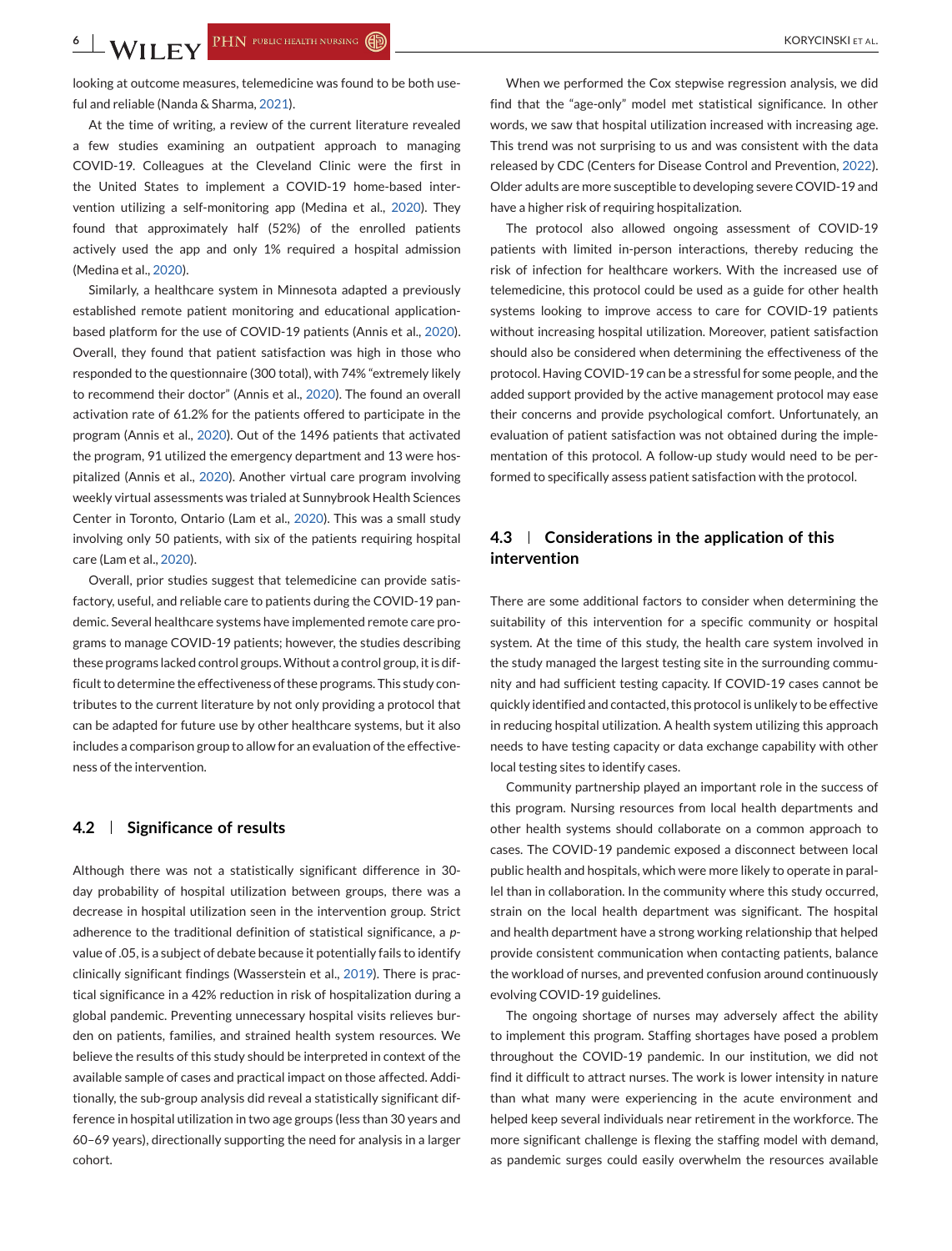looking at outcome measures, telemedicine was found to be both useful and reliable (Nanda & Sharma, 2021).

At the time of writing, a review of the current literature revealed a few studies examining an outpatient approach to managing COVID-19. Colleagues at the Cleveland Clinic were the first in the United States to implement a COVID-19 home-based intervention utilizing a self-monitoring app (Medina et al., 2020). They found that approximately half (52%) of the enrolled patients actively used the app and only 1% required a hospital admission (Medina et al., 2020).

Similarly, a healthcare system in Minnesota adapted a previously established remote patient monitoring and educational application-based platform for the use of COVID-19 patients (Annis et al., 2020). Overall, they found that patient satisfaction was high in those who responded to the questionnaire (300 total), with 74% "extremely likely to recommend their doctor" (Annis et al., 2020). The found an overall activation rate of 61.2% for the patients offered to participate in the program (Annis et al., 2020). Out of the 1496 patients that activated the program, 91 utilized the emergency department and 13 were hospitalized (Annis et al., 2020). Another virtual care program involving weekly virtual assessments was trialed at Sunnybrook Health Sciences Center in Toronto, Ontario (Lam et al., 2020). This was a small study involving only 50 patients, with six of the patients requiring hospital care (Lam et al., 2020).

Overall, prior studies suggest that telemedicine can provide satisfactory, useful, and reliable care to patients during the COVID-19 pandemic. Several healthcare systems have implemented remote care programs to manage COVID-19 patients; however, the studies describing these programs lacked control groups. Without a control group, it is difficult to determine the effectiveness of these programs. This study contributes to the current literature by not only providing a protocol that can be adapted for future use by other healthcare systems, but it also includes a comparison group to allow for an evaluation of the effectiveness of the intervention.

## 4.2 | Significance of results

Although there was not a statistically significant difference in 30-day probability of hospital utilization between groups, there was a decrease in hospital utilization seen in the intervention group. Strict adherence to the traditional definition of statistical significance, a *p*-value of .05, is a subject of debate because it potentially fails to identify clinically significant findings (Wasserstein et al., 2019). There is practical significance in a 42% reduction in risk of hospitalization during a global pandemic. Preventing unnecessary hospital visits relieves burden on patients, families, and strained health system resources. We believe the results of this study should be interpreted in context of the available sample of cases and practical impact on those affected. Additionally, the sub-group analysis did reveal a statistically significant difference in hospital utilization in two age groups (less than 30 years and 60–69 years), directionally supporting the need for analysis in a larger cohort.

When we performed the Cox stepwise regression analysis, we did find that the "age-only" model met statistical significance. In other words, we saw that hospital utilization increased with increasing age. This trend was not surprising to us and was consistent with the data released by CDC (Centers for Disease Control and Prevention, 2022). Older adults are more susceptible to developing severe COVID-19 and have a higher risk of requiring hospitalization.

The protocol also allowed ongoing assessment of COVID-19 patients with limited in-person interactions, thereby reducing the risk of infection for healthcare workers. With the increased use of telemedicine, this protocol could be used as a guide for other health systems looking to improve access to care for COVID-19 patients without increasing hospital utilization. Moreover, patient satisfaction should also be considered when determining the effectiveness of the protocol. Having COVID-19 can be a stressful for some people, and the added support provided by the active management protocol may ease their concerns and provide psychological comfort. Unfortunately, an evaluation of patient satisfaction was not obtained during the implementation of this protocol. A follow-up study would need to be performed to specifically assess patient satisfaction with the protocol.

## 4.3 | Considerations in the application of this intervention

There are some additional factors to consider when determining the suitability of this intervention for a specific community or hospital system. At the time of this study, the health care system involved in the study managed the largest testing site in the surrounding community and had sufficient testing capacity. If COVID-19 cases cannot be quickly identified and contacted, this protocol is unlikely to be effective in reducing hospital utilization. A health system utilizing this approach needs to have testing capacity or data exchange capability with other local testing sites to identify cases.

Community partnership played an important role in the success of this program. Nursing resources from local health departments and other health systems should collaborate on a common approach to cases. The COVID-19 pandemic exposed a disconnect between local public health and hospitals, which were more likely to operate in parallel than in collaboration. In the community where this study occurred, strain on the local health department was significant. The hospital and health department have a strong working relationship that helped provide consistent communication when contacting patients, balance the workload of nurses, and prevented confusion around continuously evolving COVID-19 guidelines.

The ongoing shortage of nurses may adversely affect the ability to implement this program. Staffing shortages have posed a problem throughout the COVID-19 pandemic. In our institution, we did not find it difficult to attract nurses. The work is lower intensity in nature than what many were experiencing in the acute environment and helped keep several individuals near retirement in the workforce. The more significant challenge is flexing the staffing model with demand, as pandemic surges could easily overwhelm the resources available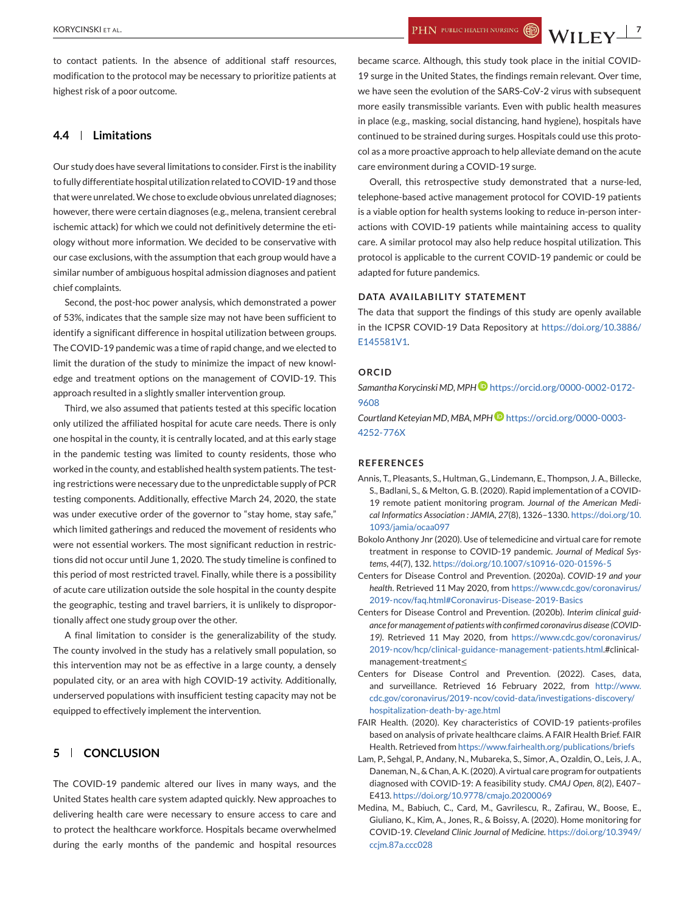to contact patients. In the absence of additional staff resources, modification to the protocol may be necessary to prioritize patients at highest risk of a poor outcome.

### 4.4 | Limitations

Our study does have several limitations to consider. First is the inability to fully differentiate hospital utilization related to COVID-19 and those that were unrelated. We chose to exclude obvious unrelated diagnoses; however, there were certain diagnoses (e.g., melena, transient cerebral ischemic attack) for which we could not definitively determine the etiology without more information. We decided to be conservative with our case exclusions, with the assumption that each group would have a similar number of ambiguous hospital admission diagnoses and patient chief complaints.

Second, the post-hoc power analysis, which demonstrated a power of 53%, indicates that the sample size may not have been sufficient to identify a significant difference in hospital utilization between groups. The COVID-19 pandemic was a time of rapid change, and we elected to limit the duration of the study to minimize the impact of new knowledge and treatment options on the management of COVID-19. This approach resulted in a slightly smaller intervention group.

Third, we also assumed that patients tested at this specific location only utilized the affiliated hospital for acute care needs. There is only one hospital in the county, it is centrally located, and at this early stage in the pandemic testing was limited to county residents, those who worked in the county, and established health system patients. The testing restrictions were necessary due to the unpredictable supply of PCR testing components. Additionally, effective March 24, 2020, the state was under executive order of the governor to "stay home, stay safe," which limited gatherings and reduced the movement of residents who were not essential workers. The most significant reduction in restrictions did not occur until June 1, 2020. The study timeline is confined to this period of most restricted travel. Finally, while there is a possibility of acute care utilization outside the sole hospital in the county despite the geographic, testing and travel barriers, it is unlikely to disproportionally affect one study group over the other.

A final limitation to consider is the generalizability of the study. The county involved in the study has a relatively small population, so this intervention may not be as effective in a large county, a densely populated city, or an area with high COVID-19 activity. Additionally, underserved populations with insufficient testing capacity may not be equipped to effectively implement the intervention.

## 5 | CONCLUSION

The COVID-19 pandemic altered our lives in many ways, and the United States health care system adapted quickly. New approaches to delivering health care were necessary to ensure access to care and to protect the healthcare workforce. Hospitals became overwhelmed during the early months of the pandemic and hospital resources became scarce. Although, this study took place in the initial COVID-19 surge in the United States, the findings remain relevant. Over time, we have seen the evolution of the SARS-CoV-2 virus with subsequent more easily transmissible variants. Even with public health measures in place (e.g., masking, social distancing, hand hygiene), hospitals have continued to be strained during surges. Hospitals could use this protocol as a more proactive approach to help alleviate demand on the acute care environment during a COVID-19 surge.

Overall, this retrospective study demonstrated that a nurse-led, telephone-based active management protocol for COVID-19 patients is a viable option for health systems looking to reduce in-person interactions with COVID-19 patients while maintaining access to quality care. A similar protocol may also help reduce hospital utilization. This protocol is applicable to the current COVID-19 pandemic or could be adapted for future pandemics.

## DATA AVAILABILITY STATEMENT

The data that support the findings of this study are openly available in the ICPSR COVID-19 Data Repository at https://doi.org/10.3886/E145581V1.

## ORCID

*Samantha Korycinski MD, MPH* https://orcid.org/0000-0002-0172-9608

*Courtland Keteyian MD, MBA, MPH* https://orcid.org/0000-0003-4252-776X

## REFERENCES

Annis, T., Pleasants, S., Hultman, G., Lindemann, E., Thompson, J. A., Billecke, S., Badlani, S., & Melton, G. B. (2020). Rapid implementation of a COVID-19 remote patient monitoring program. *Journal of the American Medical Informatics Association : JAMIA*, *27*(8), 1326–1330. https://doi.org/10.1093/jamia/ocaa097

Bokolo Anthony Jnr (2020). Use of telemedicine and virtual care for remote treatment in response to COVID-19 pandemic. *Journal of Medical Systems*, *44*(7), 132. https://doi.org/10.1007/s10916-020-01596-5

Centers for Disease Control and Prevention. (2020a). *COVID-19 and your health*. Retrieved 11 May 2020, from https://www.cdc.gov/coronavirus/2019-ncov/faq.html#Coronavirus-Disease-2019-Basics

Centers for Disease Control and Prevention. (2020b). *Interim clinical guidance for management of patients with confirmed coronavirus disease (COVID-19)*. Retrieved 11 May 2020, from https://www.cdc.gov/coronavirus/2019-ncov/hcp/clinical-guidance-management-patients.html.#clinical-management-treatment≤

Centers for Disease Control and Prevention. (2022). Cases, data, and surveillance. Retrieved 16 February 2022, from http://www.cdc.gov/coronavirus/2019-ncov/covid-data/investigations-discovery/hospitalization-death-by-age.html

FAIR Health. (2020). Key characteristics of COVID-19 patients-profiles based on analysis of private healthcare claims. A FAIR Health Brief. FAIR Health. Retrieved from https://www.fairhealth.org/publications/briefs

Lam, P., Sehgal, P., Andany, N., Mubareka, S., Simor, A., Ozaldin, O., Leis, J. A., Daneman, N., & Chan, A. K. (2020). A virtual care program for outpatients diagnosed with COVID-19: A feasibility study. *CMAJ Open*, *8*(2), E407–E413. https://doi.org/10.9778/cmajo.20200069

Medina, M., Babiuch, C., Card, M., Gavrilescu, R., Zafirau, W., Boose, E., Giuliano, K., Kim, A., Jones, R., & Boissy, A. (2020). Home monitoring for COVID-19. *Cleveland Clinic Journal of Medicine*. https://doi.org/10.3949/ccjm.87a.ccc028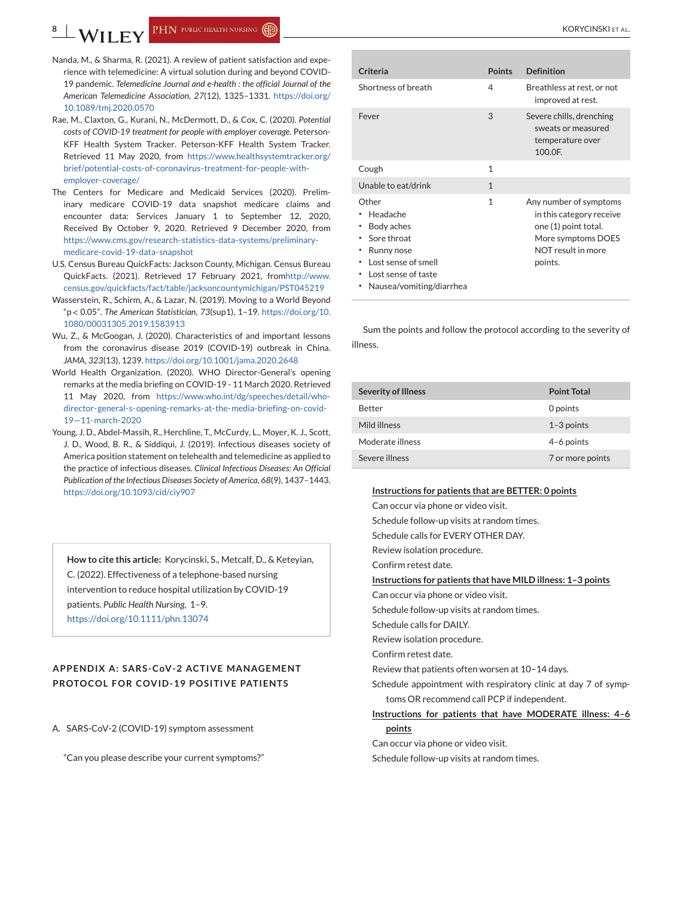Nanda, M., & Sharma, R. (2021). A review of patient satisfaction and experience with telemedicine: A virtual solution during and beyond COVID-19 pandemic. *Telemedicine Journal and e-health : the official Journal of the American Telemedicine Association*, *27*(12), 1325–1331. https://doi.org/10.1089/tmj.2020.0570

Rae, M., Claxton, G., Kurani, N., McDermott, D., & Cox, C. (2020). *Potential costs of COVID-19 treatment for people with employer coverage*. Peterson-KFF Health System Tracker. Peterson-KFF Health System Tracker. Retrieved 11 May 2020, from https://www.healthsystemtracker.org/brief/potential-costs-of-coronavirus-treatment-for-people-with-employer-coverage/

The Centers for Medicare and Medicaid Services (2020). Preliminary medicare COVID-19 data snapshot medicare claims and encounter data: Services January 1 to September 12, 2020, Received By October 9, 2020. Retrieved 9 December 2020, from https://www.cms.gov/research-statistics-data-systems/preliminary-medicare-covid-19-data-snapshot

U.S. Census Bureau QuickFacts: Jackson County, Michigan. Census Bureau QuickFacts. (2021). Retrieved 17 February 2021, fromhttp://www.census.gov/quickfacts/fact/table/jacksoncountymichigan/PST045219

Wasserstein, R., Schirm, A., & Lazar, N. (2019). Moving to a World Beyond "p < 0.05". *The American Statistician*, *73*(sup1), 1–19. https://doi.org/10.1080/00031305.2019.1583913

Wu, Z., & McGoogan, J. (2020). Characteristics of and important lessons from the coronavirus disease 2019 (COVID-19) outbreak in China. *JAMA*, *323*(13), 1239. https://doi.org/10.1001/jama.2020.2648

World Health Organization. (2020). WHO Director-General's opening remarks at the media briefing on COVID-19 - 11 March 2020. Retrieved 11 May 2020, from https://www.who.int/dg/speeches/detail/who-director-general-s-opening-remarks-at-the-media-briefing-on-covid-19—11-march-2020

Young, J. D., Abdel-Massih, R., Herchline, T., McCurdy, L., Moyer, K. J., Scott, J. D., Wood, B. R., & Siddiqui, J. (2019). Infectious diseases society of America position statement on telehealth and telemedicine as applied to the practice of infectious diseases. *Clinical Infectious Diseases: An Official Publication of the Infectious Diseases Society of America*, *68*(9), 1437–1443. https://doi.org/10.1093/cid/ciy907

**How to cite this article:** Korycinski, S., Metcalf, D., & Keteyian, C. (2022). Effectiveness of a telephone-based nursing intervention to reduce hospital utilization by COVID-19 patients. *Public Health Nursing*, 1–9. https://doi.org/10.1111/phn.13074

## APPENDIX A: SARS-CoV-2 ACTIVE MANAGEMENT PROTOCOL FOR COVID-19 POSITIVE PATIENTS

A. SARS-CoV-2 (COVID-19) symptom assessment

"Can you please describe your current symptoms?"

| Criteria | Points | Definition |
|---|---|---|
| Shortness of breath | 4 | Breathless at rest, or not improved at rest. |
| Fever | 3 | Severe chills, drenching sweats or measured temperature over 100.0F. |
| Cough | 1 | |
| Unable to eat/drink | 1 | |
| Other<br>• Headache<br>• Body aches<br>• Sore throat<br>• Runny nose<br>• Lost sense of smell<br>• Lost sense of taste<br>• Nausea/vomiting/diarrhea | 1 | Any number of symptoms in this category receive one (1) point total. More symptoms DOES NOT result in more points. |

Sum the points and follow the protocol according to the severity of illness.

| Severity of Illness | Point Total |
|---|---|
| Better | 0 points |
| Mild illness | 1–3 points |
| Moderate illness | 4–6 points |
| Severe illness | 7 or more points |

**Instructions for patients that are BETTER: 0 points**

Can occur via phone or video visit.

Schedule follow-up visits at random times.

Schedule calls for EVERY OTHER DAY.

Review isolation procedure.

Confirm retest date.

**Instructions for patients that have MILD illness: 1–3 points**

Can occur via phone or video visit.

Schedule follow-up visits at random times.

Schedule calls for DAILY.

Review isolation procedure.

Confirm retest date.

Review that patients often worsen at 10–14 days.

Schedule appointment with respiratory clinic at day 7 of symptoms OR recommend call PCP if independent.

**Instructions for patients that have MODERATE illness: 4–6 points**

Can occur via phone or video visit.

Schedule follow-up visits at random times.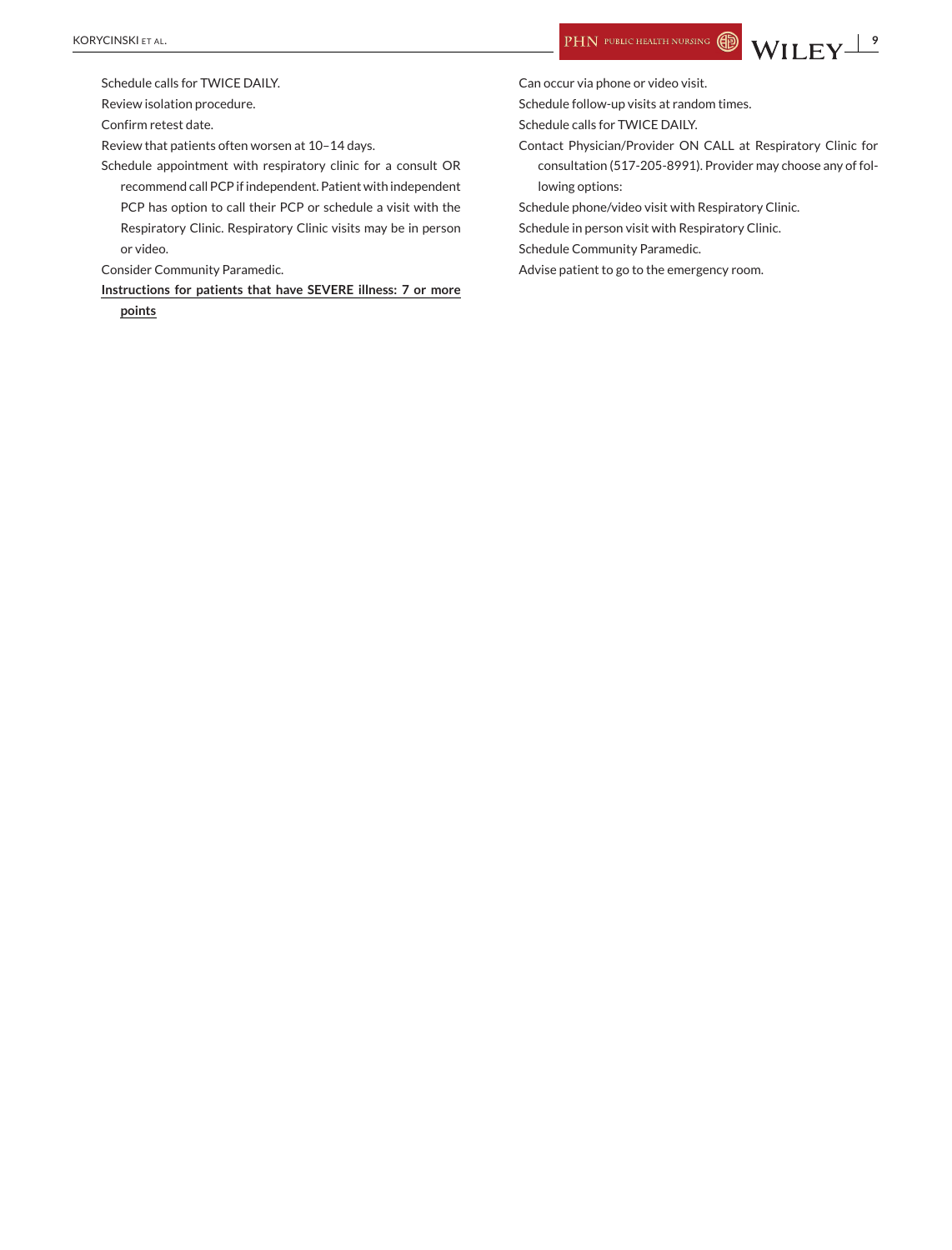Schedule calls for TWICE DAILY.

Review isolation procedure.

Confirm retest date.

Review that patients often worsen at 10–14 days.

Schedule appointment with respiratory clinic for a consult OR recommend call PCP if independent. Patient with independent PCP has option to call their PCP or schedule a visit with the Respiratory Clinic. Respiratory Clinic visits may be in person or video.

Consider Community Paramedic.

**Instructions for patients that have SEVERE illness: 7 or more points**

Can occur via phone or video visit.

Schedule follow-up visits at random times.

Schedule calls for TWICE DAILY.

Contact Physician/Provider ON CALL at Respiratory Clinic for consultation (517-205-8991). Provider may choose any of following options:

Schedule phone/video visit with Respiratory Clinic.

Schedule in person visit with Respiratory Clinic.

Schedule Community Paramedic.

Advise patient to go to the emergency room.